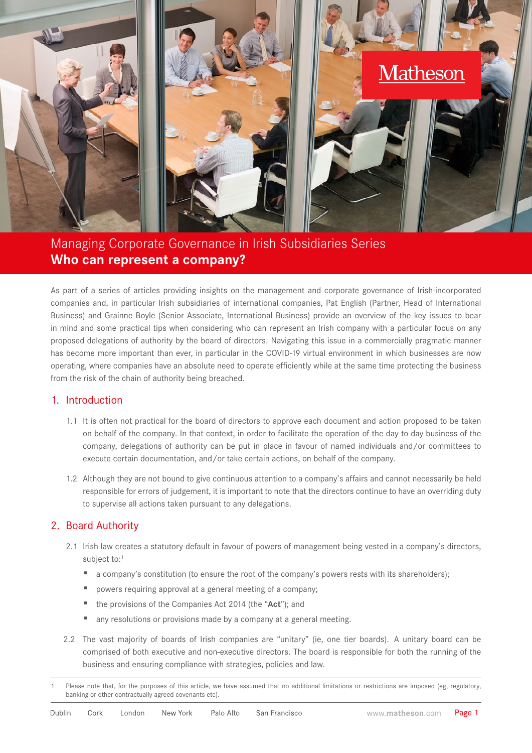Managing Corporate Governance in Irish Subsidiaries Series

# Who can represent a company?

As part of a series of articles providing insights on the management and corporate governance of Irish-incorporated companies and, in particular Irish subsidiaries of international companies, Pat English (Partner, Head of International Business) and Grainne Boyle (Senior Associate, International Business) provide an overview of the key issues to bear in mind and some practical tips when considering who can represent an Irish company with a particular focus on any proposed delegations of authority by the board of directors. Navigating this issue in a commercially pragmatic manner has become more important than ever, in particular in the COVID-19 virtual environment in which businesses are now operating, where companies have an absolute need to operate efficiently while at the same time protecting the business from the risk of the chain of authority being breached.

## 1. Introduction

1.1 It is often not practical for the board of directors to approve each document and action proposed to be taken on behalf of the company. In that context, in order to facilitate the operation of the day-to-day business of the company, delegations of authority can be put in place in favour of named individuals and/or committees to execute certain documentation, and/or take certain actions, on behalf of the company.

1.2 Although they are not bound to give continuous attention to a company's affairs and cannot necessarily be held responsible for errors of judgement, it is important to note that the directors continue to have an overriding duty to supervise all actions taken pursuant to any delegations.

## 2. Board Authority

2.1 Irish law creates a statutory default in favour of powers of management being vested in a company's directors, subject to:[1]

- a company's constitution (to ensure the root of the company's powers rests with its shareholders);
- powers requiring approval at a general meeting of a company;
- the provisions of the Companies Act 2014 (the "**Act**"); and
- any resolutions or provisions made by a company at a general meeting.

2.2 The vast majority of boards of Irish companies are "unitary" (ie, one tier boards). A unitary board can be comprised of both executive and non-executive directors. The board is responsible for both the running of the business and ensuring compliance with strategies, policies and law.

1 Please note that, for the purposes of this article, we have assumed that no additional limitations or restrictions are imposed (eg, regulatory, banking or other contractually agreed covenants etc).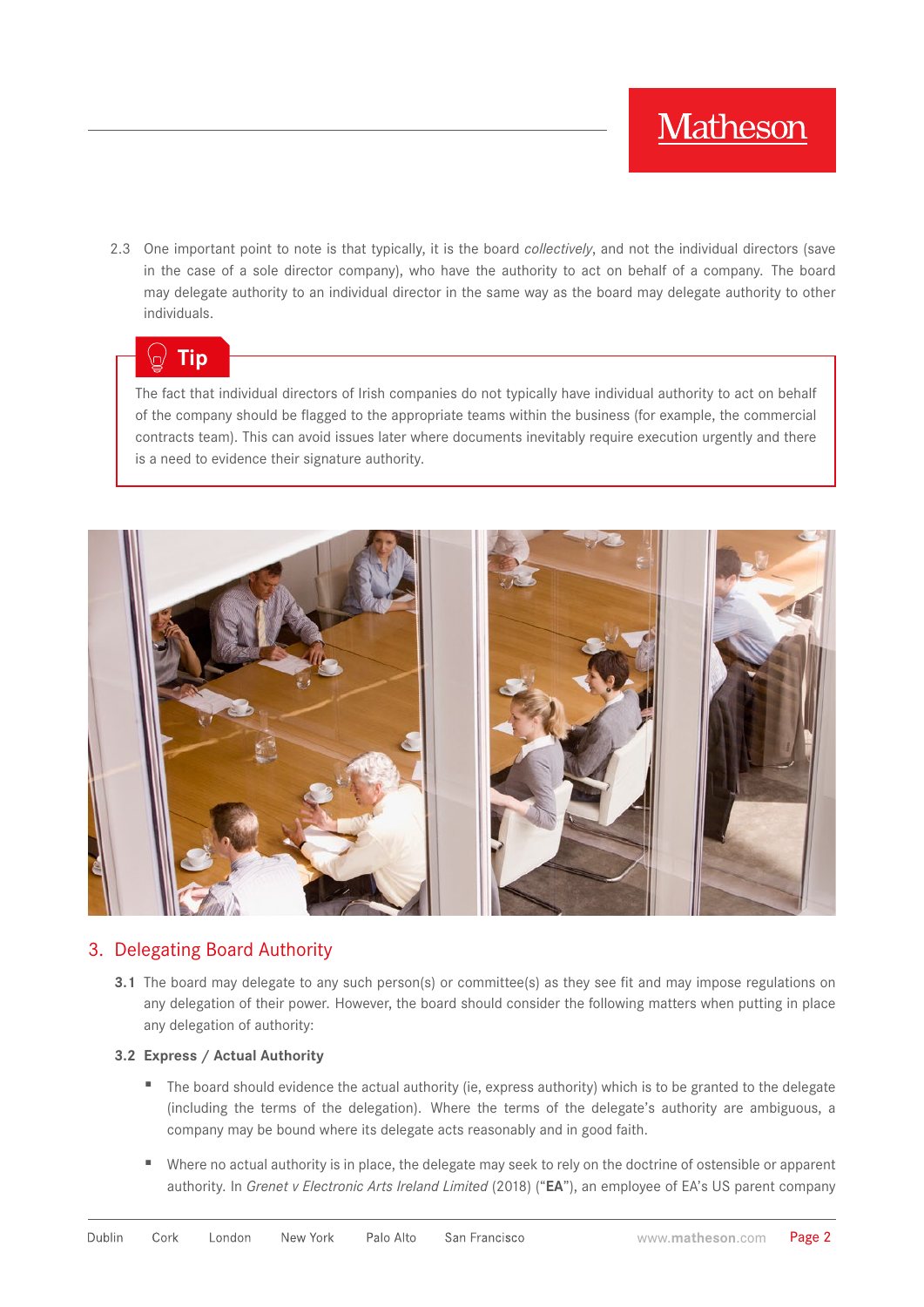2.3 One important point to note is that typically, it is the board *collectively*, and not the individual directors (save in the case of a sole director company), who have the authority to act on behalf of a company. The board may delegate authority to an individual director in the same way as the board may delegate authority to other individuals.

> **Tip**
>
> The fact that individual directors of Irish companies do not typically have individual authority to act on behalf of the company should be flagged to the appropriate teams within the business (for example, the commercial contracts team). This can avoid issues later where documents inevitably require execution urgently and there is a need to evidence their signature authority.

## 3. Delegating Board Authority

**3.1** The board may delegate to any such person(s) or committee(s) as they see fit and may impose regulations on any delegation of their power. However, the board should consider the following matters when putting in place any delegation of authority:

**3.2 Express / Actual Authority**

- The board should evidence the actual authority (ie, express authority) which is to be granted to the delegate (including the terms of the delegation). Where the terms of the delegate's authority are ambiguous, a company may be bound where its delegate acts reasonably and in good faith.

- Where no actual authority is in place, the delegate may seek to rely on the doctrine of ostensible or apparent authority. In *Grenet v Electronic Arts Ireland Limited* (2018) ("**EA**"), an employee of EA's US parent company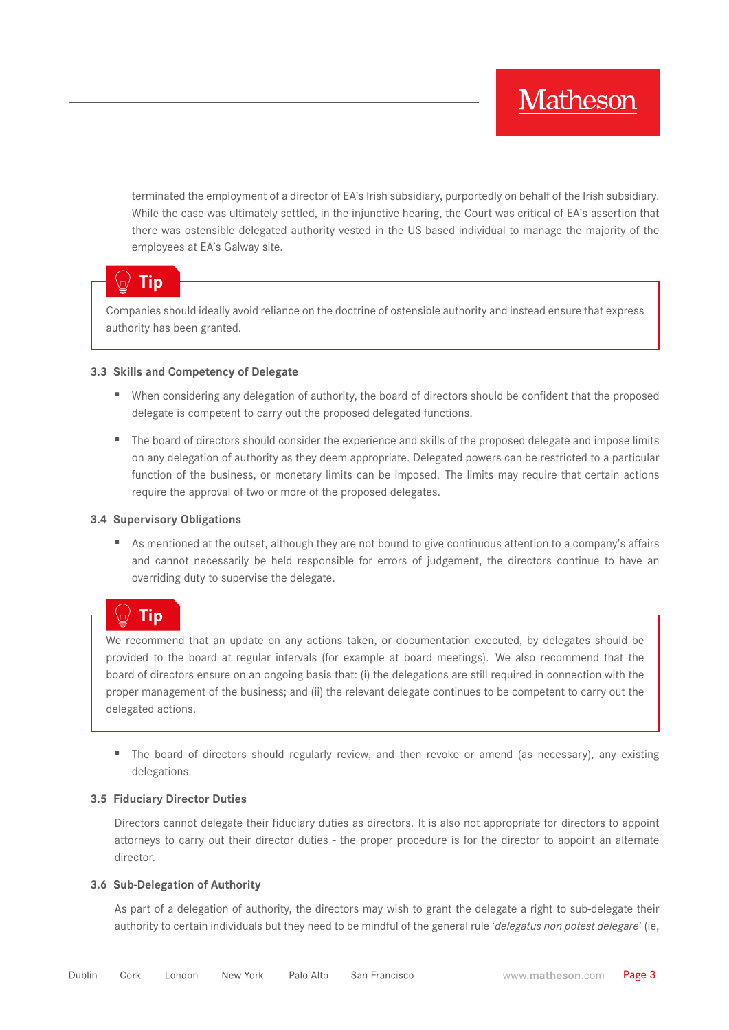terminated the employment of a director of EA's Irish subsidiary, purportedly on behalf of the Irish subsidiary. While the case was ultimately settled, in the injunctive hearing, the Court was critical of EA's assertion that there was ostensible delegated authority vested in the US-based individual to manage the majority of the employees at EA's Galway site.

> **Tip**
>
> Companies should ideally avoid reliance on the doctrine of ostensible authority and instead ensure that express authority has been granted.

### 3.3 Skills and Competency of Delegate

- When considering any delegation of authority, the board of directors should be confident that the proposed delegate is competent to carry out the proposed delegated functions.
- The board of directors should consider the experience and skills of the proposed delegate and impose limits on any delegation of authority as they deem appropriate. Delegated powers can be restricted to a particular function of the business, or monetary limits can be imposed. The limits may require that certain actions require the approval of two or more of the proposed delegates.

### 3.4 Supervisory Obligations

- As mentioned at the outset, although they are not bound to give continuous attention to a company's affairs and cannot necessarily be held responsible for errors of judgement, the directors continue to have an overriding duty to supervise the delegate.

> **Tip**
>
> We recommend that an update on any actions taken, or documentation executed, by delegates should be provided to the board at regular intervals (for example at board meetings). We also recommend that the board of directors ensure on an ongoing basis that: (i) the delegations are still required in connection with the proper management of the business; and (ii) the relevant delegate continues to be competent to carry out the delegated actions.

- The board of directors should regularly review, and then revoke or amend (as necessary), any existing delegations.

### 3.5 Fiduciary Director Duties

Directors cannot delegate their fiduciary duties as directors. It is also not appropriate for directors to appoint attorneys to carry out their director duties - the proper procedure is for the director to appoint an alternate director.

### 3.6 Sub-Delegation of Authority

As part of a delegation of authority, the directors may wish to grant the delegate a right to sub-delegate their authority to certain individuals but they need to be mindful of the general rule '*delegatus non potest delegare*' (ie,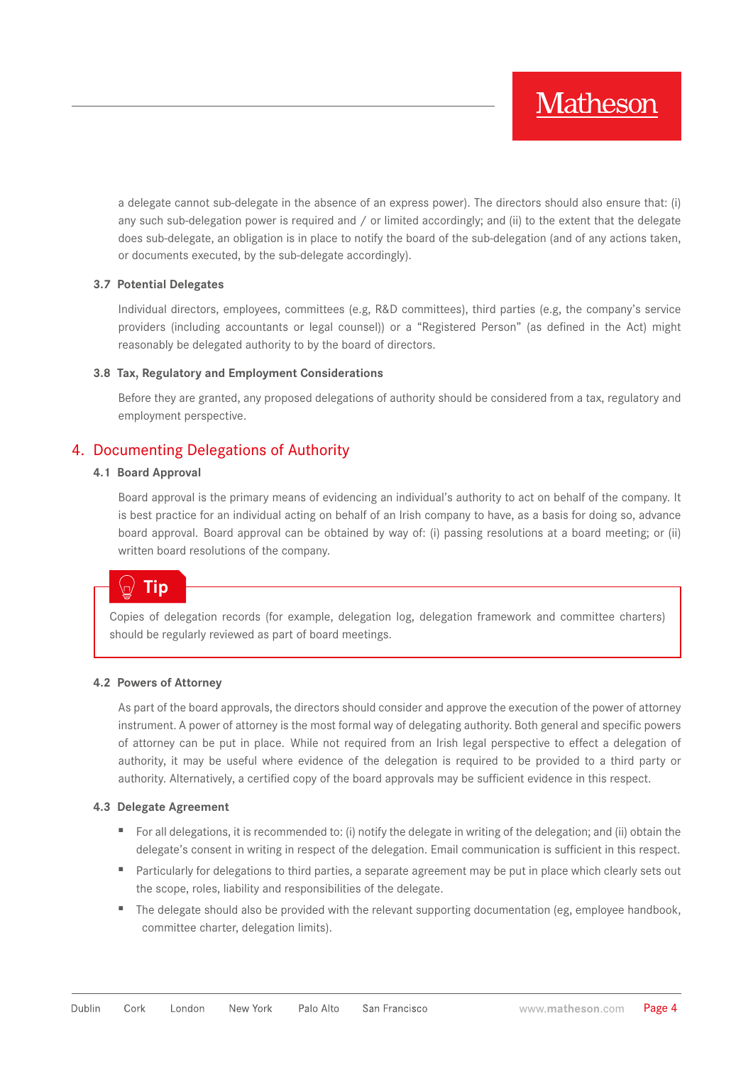a delegate cannot sub-delegate in the absence of an express power). The directors should also ensure that: (i) any such sub-delegation power is required and / or limited accordingly; and (ii) to the extent that the delegate does sub-delegate, an obligation is in place to notify the board of the sub-delegation (and of any actions taken, or documents executed, by the sub-delegate accordingly).

### 3.7 Potential Delegates

Individual directors, employees, committees (e.g, R&D committees), third parties (e.g, the company's service providers (including accountants or legal counsel)) or a "Registered Person" (as defined in the Act) might reasonably be delegated authority to by the board of directors.

### 3.8 Tax, Regulatory and Employment Considerations

Before they are granted, any proposed delegations of authority should be considered from a tax, regulatory and employment perspective.

## 4. Documenting Delegations of Authority

### 4.1 Board Approval

Board approval is the primary means of evidencing an individual's authority to act on behalf of the company. It is best practice for an individual acting on behalf of an Irish company to have, as a basis for doing so, advance board approval. Board approval can be obtained by way of: (i) passing resolutions at a board meeting; or (ii) written board resolutions of the company.

> **Tip**
>
> Copies of delegation records (for example, delegation log, delegation framework and committee charters) should be regularly reviewed as part of board meetings.

### 4.2 Powers of Attorney

As part of the board approvals, the directors should consider and approve the execution of the power of attorney instrument. A power of attorney is the most formal way of delegating authority. Both general and specific powers of attorney can be put in place. While not required from an Irish legal perspective to effect a delegation of authority, it may be useful where evidence of the delegation is required to be provided to a third party or authority. Alternatively, a certified copy of the board approvals may be sufficient evidence in this respect.

### 4.3 Delegate Agreement

- For all delegations, it is recommended to: (i) notify the delegate in writing of the delegation; and (ii) obtain the delegate's consent in writing in respect of the delegation. Email communication is sufficient in this respect.
- Particularly for delegations to third parties, a separate agreement may be put in place which clearly sets out the scope, roles, liability and responsibilities of the delegate.
- The delegate should also be provided with the relevant supporting documentation (eg, employee handbook, committee charter, delegation limits).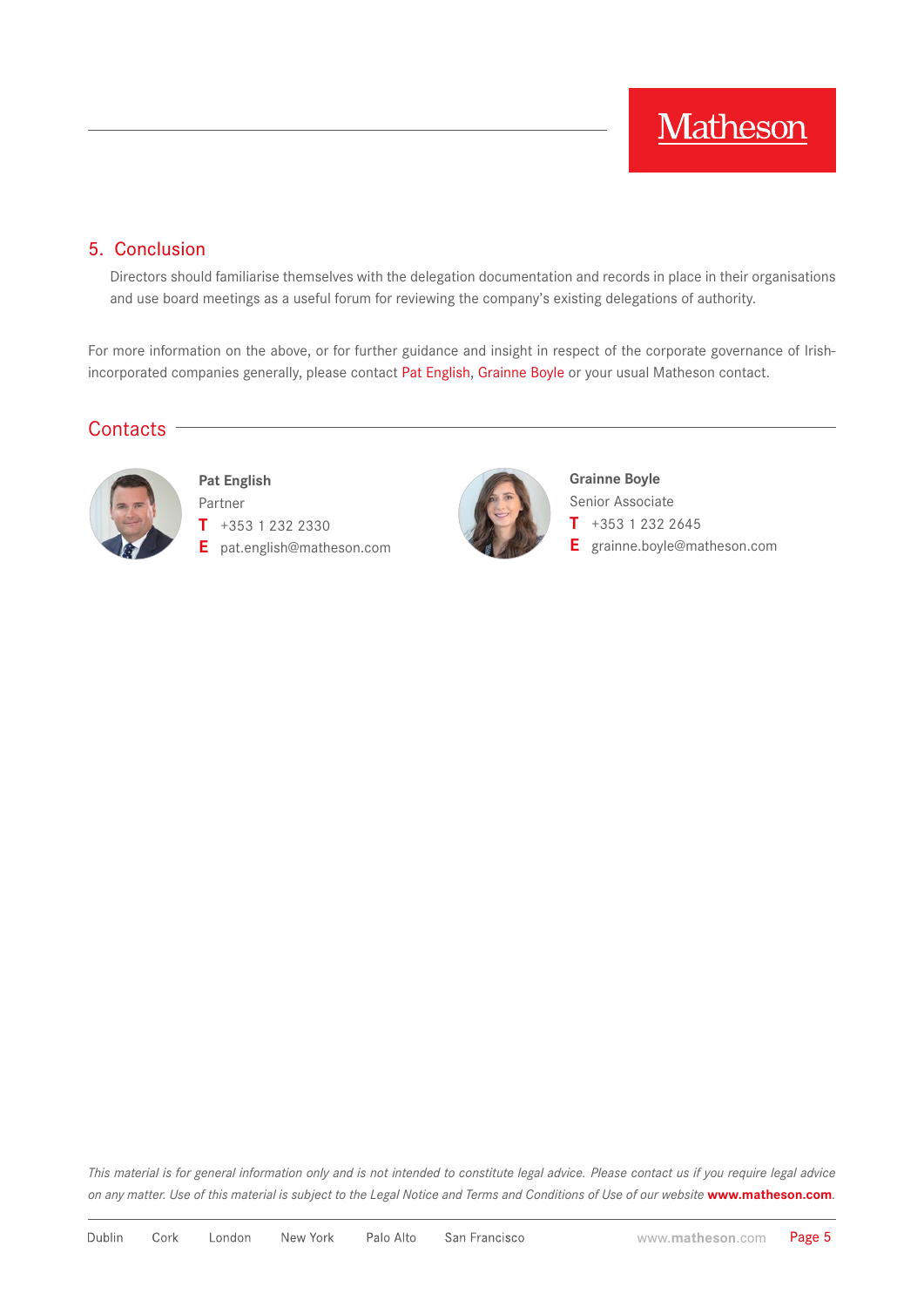## 5. Conclusion

Directors should familiarise themselves with the delegation documentation and records in place in their organisations and use board meetings as a useful forum for reviewing the company's existing delegations of authority.

For more information on the above, or for further guidance and insight in respect of the corporate governance of Irish-incorporated companies generally, please contact Pat English, Grainne Boyle or your usual Matheson contact.

## Contacts

**Pat English**
Partner
**T** +353 1 232 2330
**E** pat.english@matheson.com

**Grainne Boyle**
Senior Associate
**T** +353 1 232 2645
**E** grainne.boyle@matheson.com

*This material is for general information only and is not intended to constitute legal advice. Please contact us if you require legal advice on any matter. Use of this material is subject to the Legal Notice and Terms and Conditions of Use of our website* **www.matheson.com**.

Dublin Cork London New York Palo Alto San Francisco